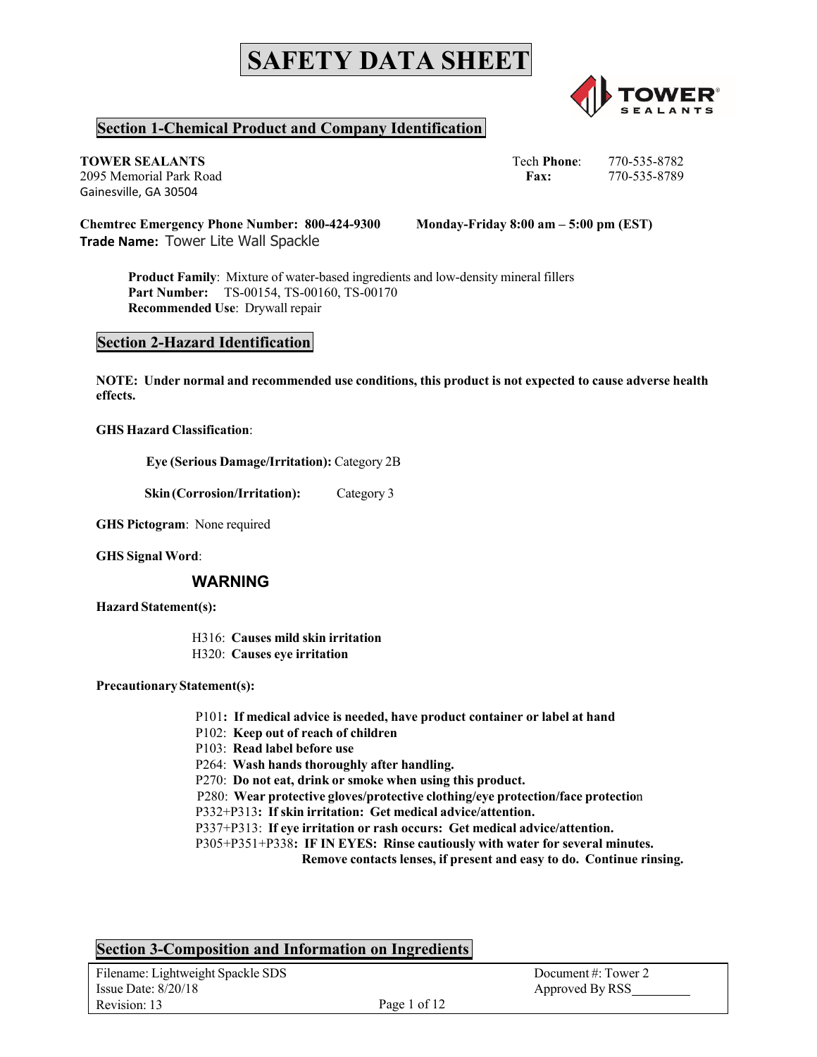# SAFETY DATA SHEET

## Section 1-Chemical Product and Company Identification

**TOWER SEALANTS**
2095 Memorial Park Road
Gainesville, GA 30504

Tech **Phone**: 770-535-8782
**Fax:** 770-535-8789

**Chemtrec Emergency Phone Number: 800-424-9300 Monday-Friday 8:00 am – 5:00 pm (EST)**
**Trade Name:** Tower Lite Wall Spackle

**Product Family**: Mixture of water-based ingredients and low-density mineral fillers
**Part Number:** TS-00154, TS-00160, TS-00170
**Recommended Use**: Drywall repair

## Section 2-Hazard Identification

**NOTE: Under normal and recommended use conditions, this product is not expected to cause adverse health effects.**

**GHS Hazard Classification**:

**Eye (Serious Damage/Irritation):** Category 2B

**Skin (Corrosion/Irritation):** Category 3

**GHS Pictogram**: None required

**GHS Signal Word**:

**WARNING**

**Hazard Statement(s):**

H316: **Causes mild skin irritation**
H320: **Causes eye irritation**

**Precautionary Statement(s):**

P101**: If medical advice is needed, have product container or label at hand**
P102: **Keep out of reach of children**
P103: **Read label before use**
P264: **Wash hands thoroughly after handling.**
P270: **Do not eat, drink or smoke when using this product.**
P280: **Wear protective gloves/protective clothing/eye protection/face protectio**n
P332+P313**: If skin irritation: Get medical advice/attention.**
P337+P313: **If eye irritation or rash occurs: Get medical advice/attention.**
P305+P351+P338**: IF IN EYES: Rinse cautiously with water for several minutes. Remove contacts lenses, if present and easy to do. Continue rinsing.**

## Section 3-Composition and Information on Ingredients

Filename: Lightweight Spackle SDS
Issue Date: 8/20/18
Revision: 13
Document #: Tower 2
Approved By RSS________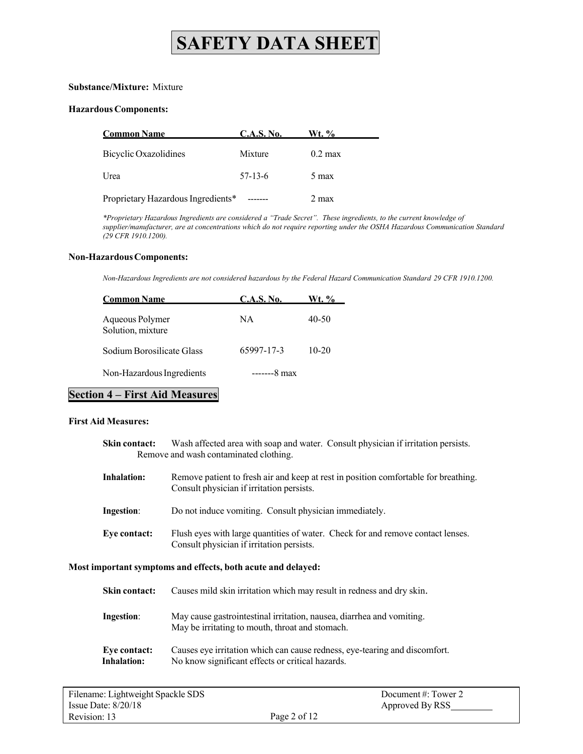# SAFETY DATA SHEET

**Substance/Mixture:** Mixture

**Hazardous Components:**

| Common Name | C.A.S. No. | Wt. % |
|---|---|---|
| Bicyclic Oxazolidines | Mixture | 0.2 max |
| Urea | 57-13-6 | 5 max |
| Proprietary Hazardous Ingredients* | ------- | 2 max |

*\*Proprietary Hazardous Ingredients are considered a "Trade Secret". These ingredients, to the current knowledge of supplier/manufacturer, are at concentrations which do not require reporting under the OSHA Hazardous Communication Standard (29 CFR 1910.1200).*

**Non-Hazardous Components:**

*Non-Hazardous Ingredients are not considered hazardous by the Federal Hazard Communication Standard 29 CFR 1910.1200.*

| Common Name | C.A.S. No. | Wt. % |
|---|---|---|
| Aqueous Polymer Solution, mixture | NA | 40-50 |
| Sodium Borosilicate Glass | 65997-17-3 | 10-20 |
| Non-Hazardous Ingredients | ------- | 8 max |

## Section 4 – First Aid Measures

**First Aid Measures:**

**Skin contact:** Wash affected area with soap and water. Consult physician if irritation persists. Remove and wash contaminated clothing.

**Inhalation:** Remove patient to fresh air and keep at rest in position comfortable for breathing. Consult physician if irritation persists.

**Ingestion**: Do not induce vomiting. Consult physician immediately.

**Eye contact:** Flush eyes with large quantities of water. Check for and remove contact lenses. Consult physician if irritation persists.

**Most important symptoms and effects, both acute and delayed:**

**Skin contact:** Causes mild skin irritation which may result in redness and dry skin.

**Ingestion**: May cause gastrointestinal irritation, nausea, diarrhea and vomiting. May be irritating to mouth, throat and stomach.

**Eye contact:** Causes eye irritation which can cause redness, eye-tearing and discomfort.

**Inhalation:** No know significant effects or critical hazards.

Filename: Lightweight Spackle SDS
Issue Date: 8/20/18
Revision: 13

Document #: Tower 2
Approved By RSS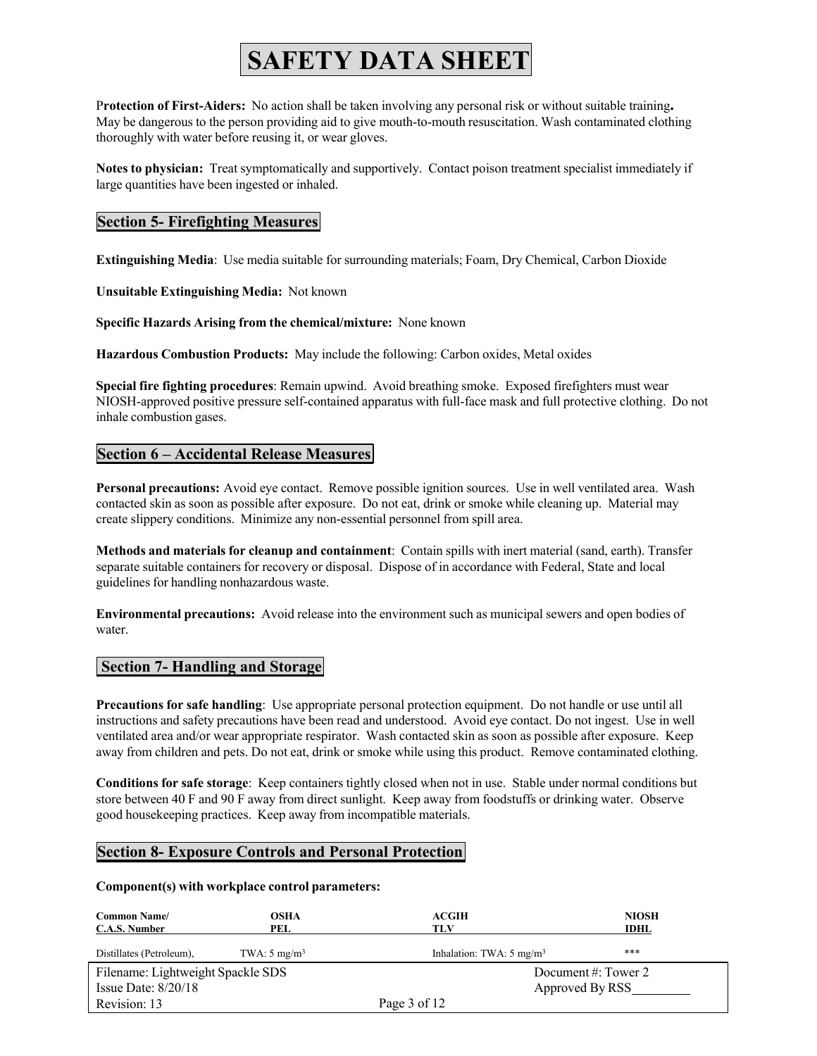# SAFETY DATA SHEET

**Protection of First-Aiders:** No action shall be taken involving any personal risk or without suitable training**.** May be dangerous to the person providing aid to give mouth-to-mouth resuscitation. Wash contaminated clothing thoroughly with water before reusing it, or wear gloves.

**Notes to physician:** Treat symptomatically and supportively. Contact poison treatment specialist immediately if large quantities have been ingested or inhaled.

## Section 5- Firefighting Measures

**Extinguishing Media**: Use media suitable for surrounding materials; Foam, Dry Chemical, Carbon Dioxide

**Unsuitable Extinguishing Media:** Not known

**Specific Hazards Arising from the chemical/mixture:** None known

**Hazardous Combustion Products:** May include the following: Carbon oxides, Metal oxides

**Special fire fighting procedures**: Remain upwind. Avoid breathing smoke. Exposed firefighters must wear NIOSH-approved positive pressure self-contained apparatus with full-face mask and full protective clothing. Do not inhale combustion gases.

## Section 6 – Accidental Release Measures

**Personal precautions:** Avoid eye contact. Remove possible ignition sources. Use in well ventilated area. Wash contacted skin as soon as possible after exposure. Do not eat, drink or smoke while cleaning up. Material may create slippery conditions. Minimize any non-essential personnel from spill area.

**Methods and materials for cleanup and containment**: Contain spills with inert material (sand, earth). Transfer separate suitable containers for recovery or disposal. Dispose of in accordance with Federal, State and local guidelines for handling nonhazardous waste.

**Environmental precautions:** Avoid release into the environment such as municipal sewers and open bodies of water.

## Section 7- Handling and Storage

**Precautions for safe handling**: Use appropriate personal protection equipment. Do not handle or use until all instructions and safety precautions have been read and understood. Avoid eye contact. Do not ingest. Use in well ventilated area and/or wear appropriate respirator. Wash contacted skin as soon as possible after exposure. Keep away from children and pets. Do not eat, drink or smoke while using this product. Remove contaminated clothing.

**Conditions for safe storage**: Keep containers tightly closed when not in use. Stable under normal conditions but store between 40 F and 90 F away from direct sunlight. Keep away from foodstuffs or drinking water. Observe good housekeeping practices. Keep away from incompatible materials.

## Section 8- Exposure Controls and Personal Protection

**Component(s) with workplace control parameters:**

| Common Name/ C.A.S. Number | OSHA PEL | ACGIH TLV | NIOSH IDHL |
|---|---|---|---|
| Distillates (Petroleum), | TWA: 5 mg/m³ | Inhalation: TWA: 5 mg/m³ | *** |

Filename: Lightweight Spackle SDS
Issue Date: 8/20/18
Revision: 13
Document #: Tower 2
Approved By RSS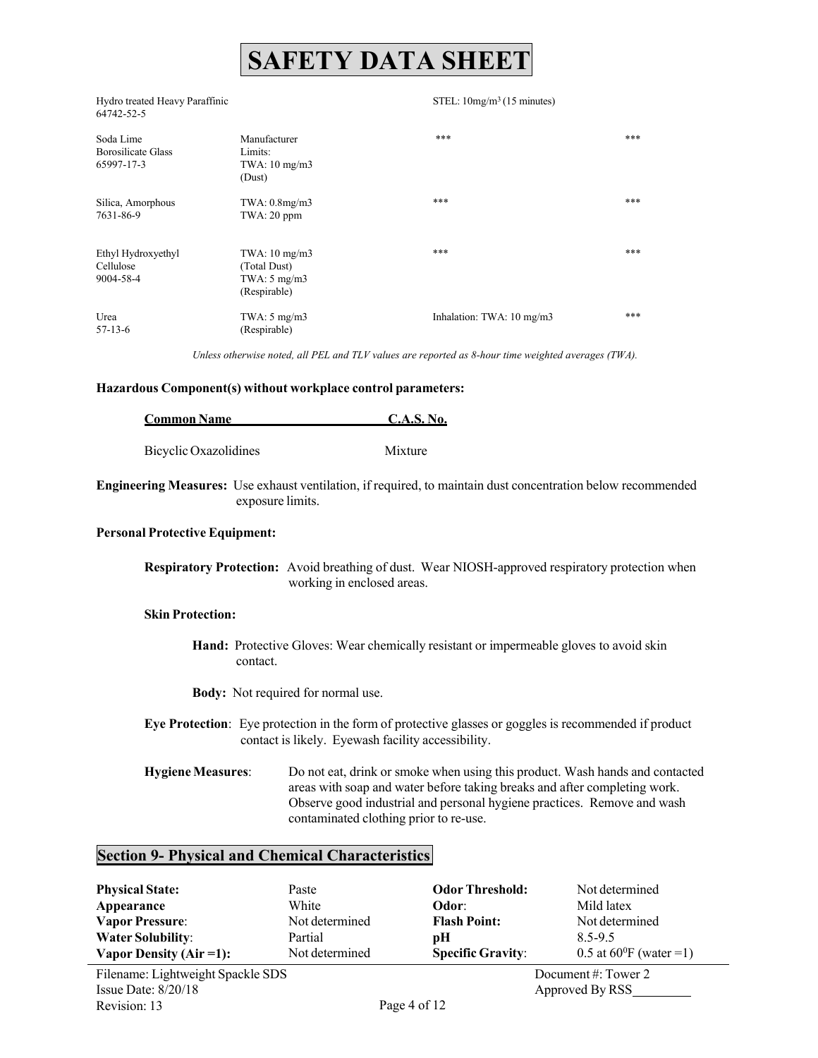# SAFETY DATA SHEET

| | | | |
|---|---|---|---|
| Hydro treated Heavy Paraffinic 64742-52-5 | | STEL: 10mg/m³ (15 minutes) | |
| Soda Lime Borosilicate Glass 65997-17-3 | Manufacturer Limits: TWA: 10 mg/m3 (Dust) | *** | *** |
| Silica, Amorphous 7631-86-9 | TWA: 0.8mg/m3 TWA: 20 ppm | *** | *** |
| Ethyl Hydroxyethyl Cellulose 9004-58-4 | TWA: 10 mg/m3 (Total Dust) TWA: 5 mg/m3 (Respirable) | *** | *** |
| Urea 57-13-6 | TWA: 5 mg/m3 (Respirable) | Inhalation: TWA: 10 mg/m3 | *** |

*Unless otherwise noted, all PEL and TLV values are reported as 8-hour time weighted averages (TWA).*

**Hazardous Component(s) without workplace control parameters:**

| Common Name | C.A.S. No. |
|---|---|
| Bicyclic Oxazolidines | Mixture |

**Engineering Measures:** Use exhaust ventilation, if required, to maintain dust concentration below recommended exposure limits.

**Personal Protective Equipment:**

**Respiratory Protection:** Avoid breathing of dust. Wear NIOSH-approved respiratory protection when working in enclosed areas.

**Skin Protection:**

**Hand:** Protective Gloves: Wear chemically resistant or impermeable gloves to avoid skin contact.

**Body:** Not required for normal use.

**Eye Protection**: Eye protection in the form of protective glasses or goggles is recommended if product contact is likely. Eyewash facility accessibility.

**Hygiene Measures**: Do not eat, drink or smoke when using this product. Wash hands and contacted areas with soap and water before taking breaks and after completing work. Observe good industrial and personal hygiene practices. Remove and wash contaminated clothing prior to re-use.

## Section 9- Physical and Chemical Characteristics

| | | | |
|---|---|---|---|
| **Physical State:** | Paste | **Odor Threshold:** | Not determined |
| **Appearance** | White | **Odor**: | Mild latex |
| **Vapor Pressure**: | Not determined | **Flash Point:** | Not determined |
| **Water Solubility**: | Partial | **pH** | 8.5-9.5 |
| **Vapor Density (Air =1):** | Not determined | **Specific Gravity**: | 0.5 at $60^0$F (water =1) |

Filename: Lightweight Spackle SDS
Issue Date: 8/20/18
Revision: 13
Document #: Tower 2
Approved By RSS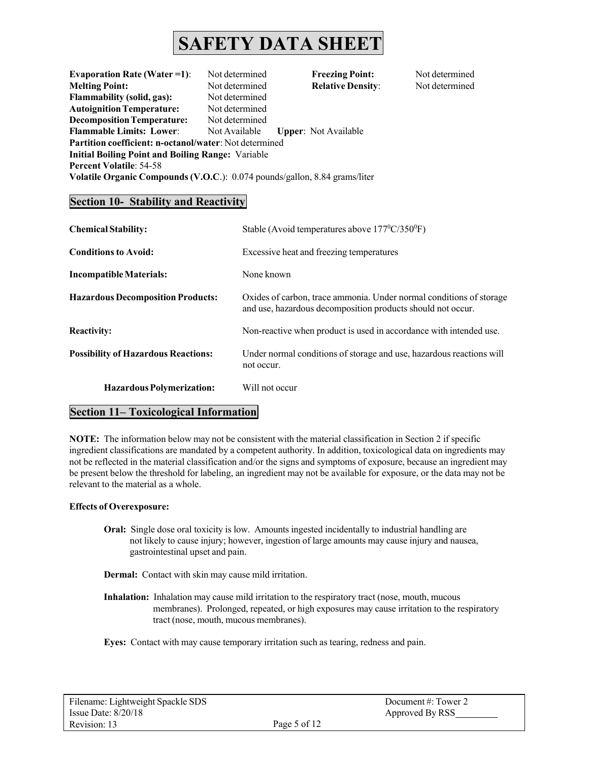# SAFETY DATA SHEET

| | | | |
|---|---|---|---|
| **Evaporation Rate (Water =1)**: | Not determined | **Freezing Point:** | Not determined |
| **Melting Point:** | Not determined | **Relative Density**: | Not determined |
| **Flammability (solid, gas):** | Not determined | | |
| **Autoignition Temperature:** | Not determined | | |
| **Decomposition Temperature:** | Not determined | | |
| **Flammable Limits: Lower**: | Not Available | **Upper**: Not Available | |

**Partition coefficient: n-octanol/water**: Not determined
**Initial Boiling Point and Boiling Range:** Variable
**Percent Volatile**: 54-58
**Volatile Organic Compounds (V.O.C**.): 0.074 pounds/gallon, 8.84 grams/liter

## Section 10- Stability and Reactivity

**Chemical Stability:** Stable (Avoid temperatures above 177$^0$C/350$^0$F)

**Conditions to Avoid:** Excessive heat and freezing temperatures

**Incompatible Materials:** None known

**Hazardous Decomposition Products:** Oxides of carbon, trace ammonia. Under normal conditions of storage and use, hazardous decomposition products should not occur.

**Reactivity:** Non-reactive when product is used in accordance with intended use.

**Possibility of Hazardous Reactions:** Under normal conditions of storage and use, hazardous reactions will not occur.

**Hazardous Polymerization:** Will not occur

## Section 11– Toxicological Information

**NOTE:** The information below may not be consistent with the material classification in Section 2 if specific ingredient classifications are mandated by a competent authority. In addition, toxicological data on ingredients may not be reflected in the material classification and/or the signs and symptoms of exposure, because an ingredient may be present below the threshold for labeling, an ingredient may not be available for exposure, or the data may not be relevant to the material as a whole.

**Effects of Overexposure:**

**Oral:** Single dose oral toxicity is low. Amounts ingested incidentally to industrial handling are not likely to cause injury; however, ingestion of large amounts may cause injury and nausea, gastrointestinal upset and pain.

**Dermal:** Contact with skin may cause mild irritation.

**Inhalation:** Inhalation may cause mild irritation to the respiratory tract (nose, mouth, mucous membranes). Prolonged, repeated, or high exposures may cause irritation to the respiratory tract (nose, mouth, mucous membranes).

**Eyes:** Contact with may cause temporary irritation such as tearing, redness and pain.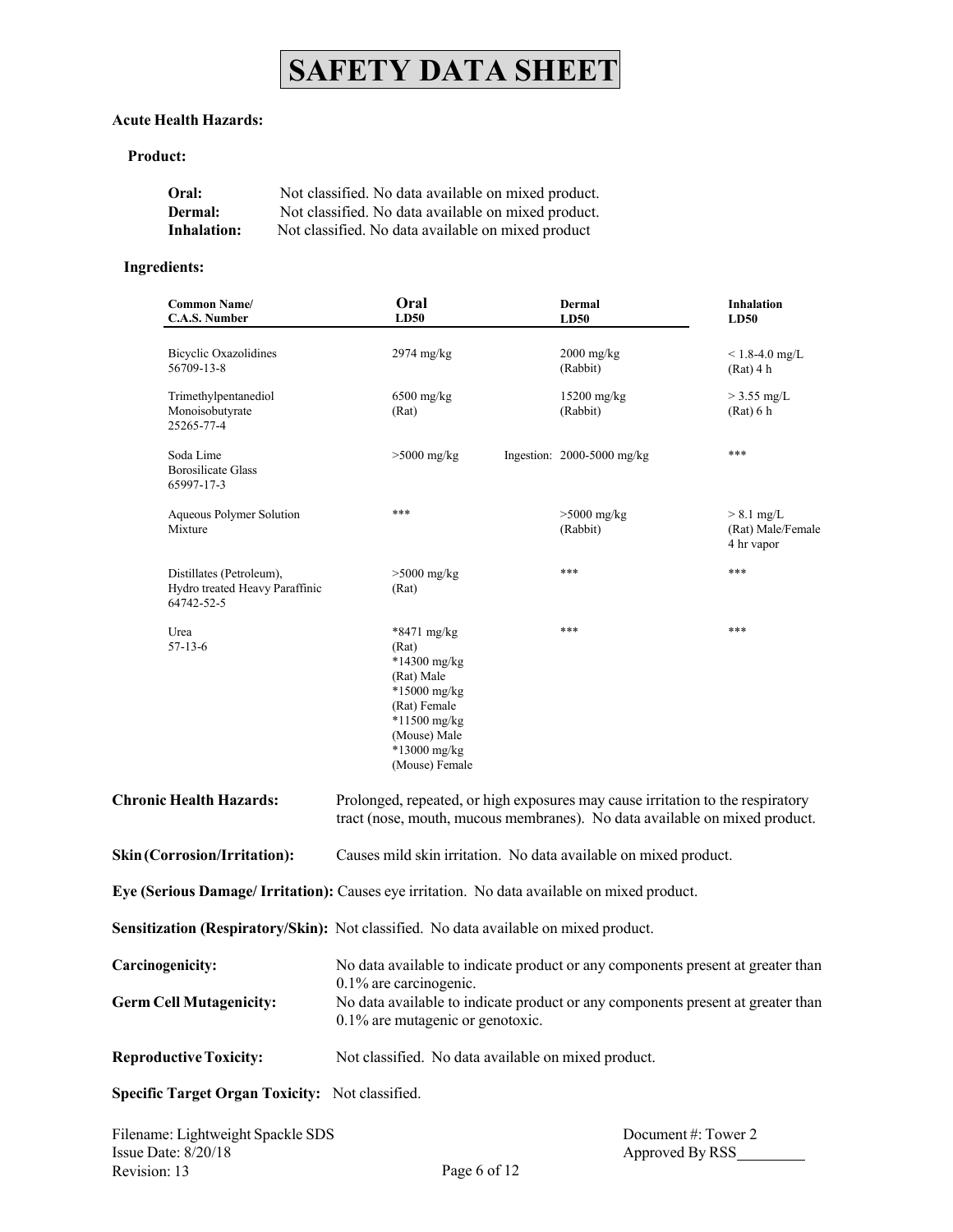# SAFETY DATA SHEET

**Acute Health Hazards:**

**Product:**

**Oral:** Not classified. No data available on mixed product.
**Dermal:** Not classified. No data available on mixed product.
**Inhalation:** Not classified. No data available on mixed product

**Ingredients:**

| Common Name/ C.A.S. Number | Oral LD50 | Dermal LD50 | Inhalation LD50 |
|---|---|---|---|
| Bicyclic Oxazolidines 56709-13-8 | 2974 mg/kg | 2000 mg/kg (Rabbit) | < 1.8-4.0 mg/L (Rat) 4 h |
| Trimethylpentanediol Monoisobutyrate 25265-77-4 | 6500 mg/kg (Rat) | 15200 mg/kg (Rabbit) | > 3.55 mg/L (Rat) 6 h |
| Soda Lime Borosilicate Glass 65997-17-3 | >5000 mg/kg | Ingestion: 2000-5000 mg/kg | *** |
| Aqueous Polymer Solution Mixture | *** | >5000 mg/kg (Rabbit) | > 8.1 mg/L (Rat) Male/Female 4 hr vapor |
| Distillates (Petroleum), Hydro treated Heavy Paraffinic 64742-52-5 | >5000 mg/kg (Rat) | *** | *** |
| Urea 57-13-6 | *8471 mg/kg (Rat) *14300 mg/kg (Rat) Male *15000 mg/kg (Rat) Female *11500 mg/kg (Mouse) Male *13000 mg/kg (Mouse) Female | *** | *** |

**Chronic Health Hazards:** Prolonged, repeated, or high exposures may cause irritation to the respiratory tract (nose, mouth, mucous membranes). No data available on mixed product.

**Skin (Corrosion/Irritation):** Causes mild skin irritation. No data available on mixed product.

**Eye (Serious Damage/ Irritation):** Causes eye irritation. No data available on mixed product.

**Sensitization (Respiratory/Skin):** Not classified. No data available on mixed product.

**Carcinogenicity:** No data available to indicate product or any components present at greater than 0.1% are carcinogenic.

**Germ Cell Mutagenicity:** No data available to indicate product or any components present at greater than 0.1% are mutagenic or genotoxic.

**Reproductive Toxicity:** Not classified. No data available on mixed product.

**Specific Target Organ Toxicity:** Not classified.

Filename: Lightweight Spackle SDS
Issue Date: 8/20/18
Revision: 13

Document #: Tower 2
Approved By RSS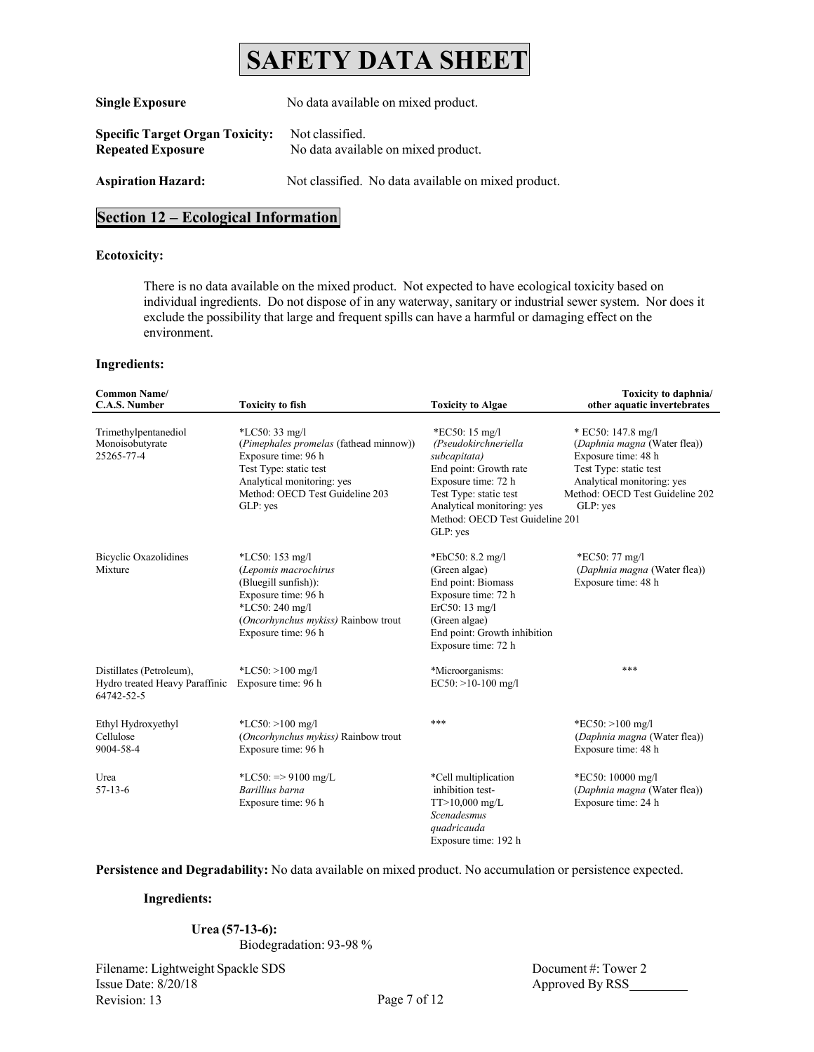# SAFETY DATA SHEET

**Single Exposure** No data available on mixed product.

**Specific Target Organ Toxicity: Repeated Exposure** Not classified. No data available on mixed product.

**Aspiration Hazard:** Not classified. No data available on mixed product.

## Section 12 – Ecological Information

**Ecotoxicity:**

There is no data available on the mixed product. Not expected to have ecological toxicity based on individual ingredients. Do not dispose of in any waterway, sanitary or industrial sewer system. Nor does it exclude the possibility that large and frequent spills can have a harmful or damaging effect on the environment.

**Ingredients:**

| Common Name/ C.A.S. Number | Toxicity to fish | Toxicity to Algae | Toxicity to daphnia/ other aquatic invertebrates |
|---|---|---|---|
| Trimethylpentanediol Monoisobutyrate 25265-77-4 | *LC50: 33 mg/l (*Pimephales promelas* (fathead minnow)) Exposure time: 96 h Test Type: static test Analytical monitoring: yes Method: OECD Test Guideline 203 GLP: yes | *EC50: 15 mg/l (*Pseudokirchneriella subcapitata)* End point: Growth rate Exposure time: 72 h Test Type: static test Analytical monitoring: yes Method: OECD Test Guideline 201 GLP: yes | * EC50: 147.8 mg/l (*Daphnia magna* (Water flea)) Exposure time: 48 h Test Type: static test Analytical monitoring: yes Method: OECD Test Guideline 202 GLP: yes |
| Bicyclic Oxazolidines Mixture | *LC50: 153 mg/l (*Lepomis macrochirus* (Bluegill sunfish)): Exposure time: 96 h *LC50: 240 mg/l (*Oncorhynchus mykiss)* Rainbow trout Exposure time: 96 h | *EbC50: 8.2 mg/l (Green algae) End point: Biomass Exposure time: 72 h ErC50: 13 mg/l (Green algae) End point: Growth inhibition Exposure time: 72 h | *EC50: 77 mg/l (*Daphnia magna* (Water flea)) Exposure time: 48 h |
| Distillates (Petroleum), Hydro treated Heavy Paraffinic 64742-52-5 | *LC50: >100 mg/l Exposure time: 96 h | *Microorganisms: EC50: >10-100 mg/l | *** |
| Ethyl Hydroxyethyl Cellulose 9004-58-4 | *LC50: >100 mg/l (*Oncorhynchus mykiss)* Rainbow trout Exposure time: 96 h | *** | *EC50: >100 mg/l (*Daphnia magna* (Water flea)) Exposure time: 48 h |
| Urea 57-13-6 | *LC50: => 9100 mg/L *Barillius barna* Exposure time: 96 h | *Cell multiplication inhibition test- TT>10,000 mg/L *Scenadesmus quadricauda* Exposure time: 192 h | *EC50: 10000 mg/l (*Daphnia magna* (Water flea)) Exposure time: 24 h |

**Persistence and Degradability:** No data available on mixed product. No accumulation or persistence expected.

**Ingredients:**

**Urea (57-13-6):**
Biodegradation: 93-98 %

Filename: Lightweight Spackle SDS
Issue Date: 8/20/18
Revision: 13

Document #: Tower 2
Approved By RSS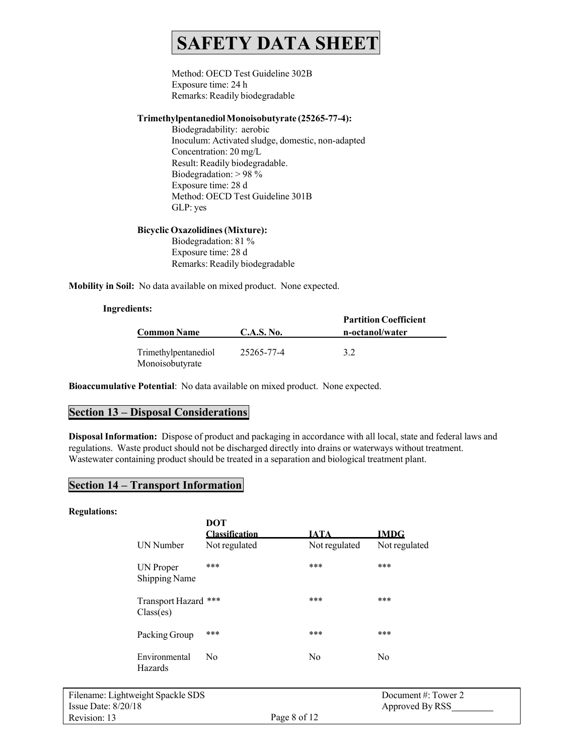Method: OECD Test Guideline 302B
Exposure time: 24 h
Remarks: Readily biodegradable

**Trimethylpentanediol Monoisobutyrate (25265-77-4):**

Biodegradability: aerobic
Inoculum: Activated sludge, domestic, non-adapted
Concentration: 20 mg/L
Result: Readily biodegradable.
Biodegradation: > 98 %
Exposure time: 28 d
Method: OECD Test Guideline 301B
GLP: yes

**Bicyclic Oxazolidines (Mixture):**

Biodegradation: 81 %
Exposure time: 28 d
Remarks: Readily biodegradable

**Mobility in Soil:** No data available on mixed product. None expected.

**Ingredients:**

| Common Name | C.A.S. No. | Partition Coefficient n-octanol/water |
|---|---|---|
| Trimethylpentanediol Monoisobutyrate | 25265-77-4 | 3.2 |

**Bioaccumulative Potential**: No data available on mixed product. None expected.

## Section 13 – Disposal Considerations

**Disposal Information:** Dispose of product and packaging in accordance with all local, state and federal laws and regulations. Waste product should not be discharged directly into drains or waterways without treatment. Wastewater containing product should be treated in a separation and biological treatment plant.

## Section 14 – Transport Information

**Regulations:**

| | DOT Classification | IATA | IMDG |
|---|---|---|---|
| UN Number | Not regulated | Not regulated | Not regulated |
| UN Proper Shipping Name | *** | *** | *** |
| Transport Hazard Class(es) | *** | *** | *** |
| Packing Group | *** | *** | *** |
| Environmental Hazards | No | No | No |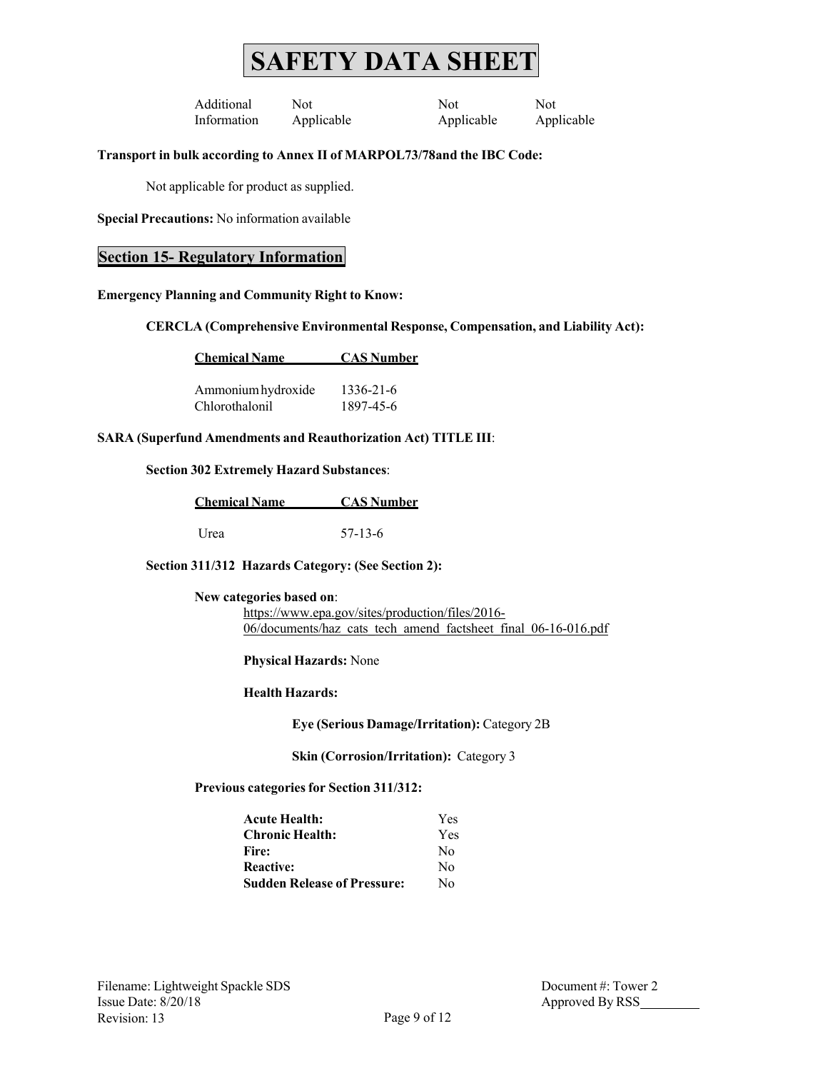# SAFETY DATA SHEET

| Additional Information | Not Applicable | Not Applicable | Not Applicable |
|---|---|---|---|

**Transport in bulk according to Annex II of MARPOL73/78and the IBC Code:**

Not applicable for product as supplied.

**Special Precautions:** No information available

## Section 15- Regulatory Information

**Emergency Planning and Community Right to Know:**

**CERCLA (Comprehensive Environmental Response, Compensation, and Liability Act):**

| Chemical Name | CAS Number |
|---|---|
| Ammonium hydroxide | 1336-21-6 |
| Chlorothalonil | 1897-45-6 |

**SARA (Superfund Amendments and Reauthorization Act) TITLE III**:

**Section 302 Extremely Hazard Substances**:

| Chemical Name | CAS Number |
|---|---|
| Urea | 57-13-6 |

**Section 311/312 Hazards Category: (See Section 2):**

**New categories based on**:
https://www.epa.gov/sites/production/files/2016-06/documents/haz_cats_tech_amend_factsheet_final_06-16-016.pdf

**Physical Hazards:** None

**Health Hazards:**

**Eye (Serious Damage/Irritation):** Category 2B

**Skin (Corrosion/Irritation):** Category 3

**Previous categories for Section 311/312:**

| | |
|---|---|
| **Acute Health:** | Yes |
| **Chronic Health:** | Yes |
| **Fire:** | No |
| **Reactive:** | No |
| **Sudden Release of Pressure:** | No |

Filename: Lightweight Spackle SDS
Issue Date: 8/20/18
Revision: 13

Document #: Tower 2
Approved By RSS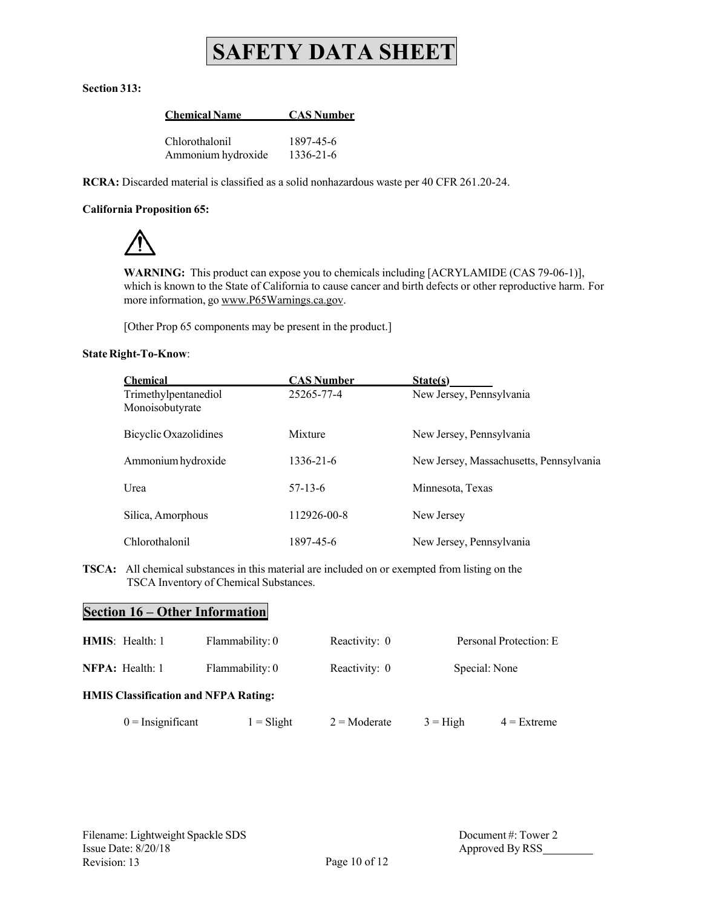# SAFETY DATA SHEET

**Section 313:**

| Chemical Name | CAS Number |
|---|---|
| Chlorothalonil | 1897-45-6 |
| Ammonium hydroxide | 1336-21-6 |

**RCRA:** Discarded material is classified as a solid nonhazardous waste per 40 CFR 261.20-24.

**California Proposition 65:**

⚠

**WARNING:** This product can expose you to chemicals including [ACRYLAMIDE (CAS 79-06-1)], which is known to the State of California to cause cancer and birth defects or other reproductive harm. For more information, go www.P65Warnings.ca.gov.

[Other Prop 65 components may be present in the product.]

**State Right-To-Know**:

| Chemical | CAS Number | State(s) |
|---|---|---|
| Trimethylpentanediol Monoisobutyrate | 25265-77-4 | New Jersey, Pennsylvania |
| Bicyclic Oxazolidines | Mixture | New Jersey, Pennsylvania |
| Ammonium hydroxide | 1336-21-6 | New Jersey, Massachusetts, Pennsylvania |
| Urea | 57-13-6 | Minnesota, Texas |
| Silica, Amorphous | 112926-00-8 | New Jersey |
| Chlorothalonil | 1897-45-6 | New Jersey, Pennsylvania |

**TSCA:** All chemical substances in this material are included on or exempted from listing on the TSCA Inventory of Chemical Substances.

## Section 16 – Other Information

| | | | |
|---|---|---|---|
| **HMIS**: Health: 1 | Flammability: 0 | Reactivity: 0 | Personal Protection: E |
| **NFPA:** Health: 1 | Flammability: 0 | Reactivity: 0 | Special: None |

**HMIS Classification and NFPA Rating:**

0 = Insignificant 1 = Slight 2 = Moderate 3 = High 4 = Extreme

Filename: Lightweight Spackle SDS
Issue Date: 8/20/18
Revision: 13

Document #: Tower 2
Approved By RSS________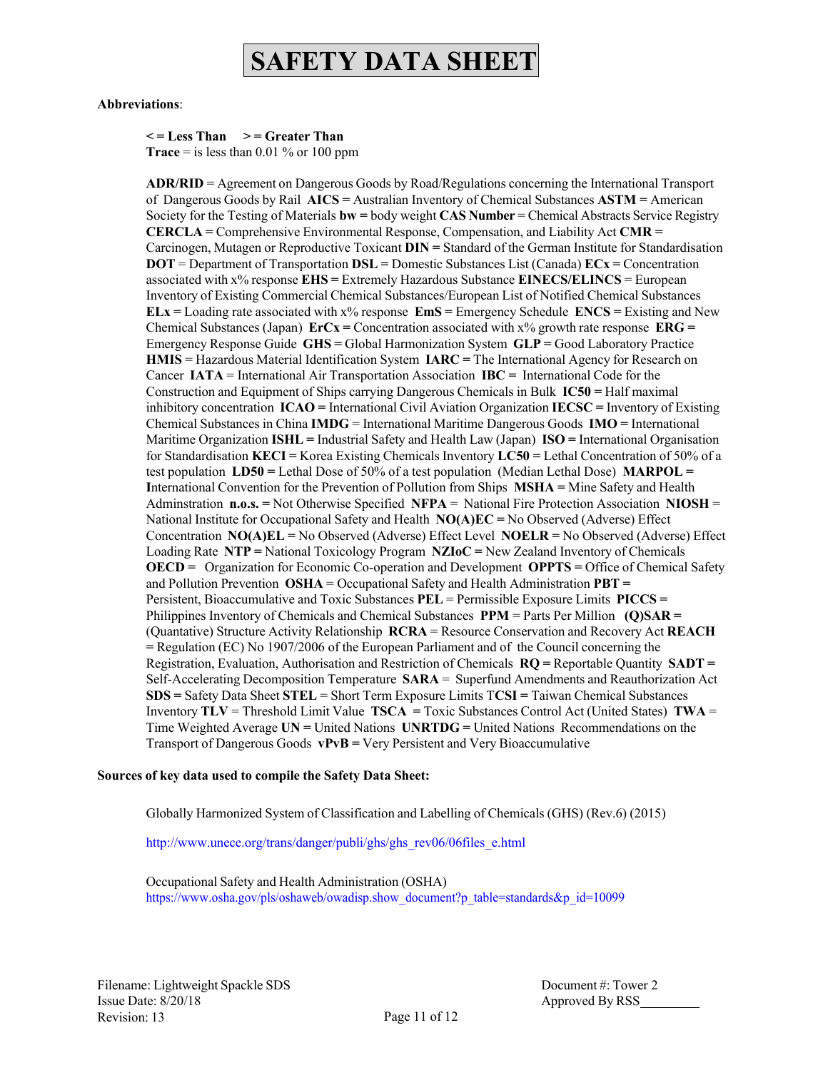# SAFETY DATA SHEET

**Abbreviations**:

**< = Less Than** **> = Greater Than**
**Trace** = is less than 0.01 % or 100 ppm

**ADR/RID** = Agreement on Dangerous Goods by Road/Regulations concerning the International Transport of Dangerous Goods by Rail **AICS =** Australian Inventory of Chemical Substances **ASTM =** American Society for the Testing of Materials **bw =** body weight **CAS Number** = Chemical Abstracts Service Registry **CERCLA =** Comprehensive Environmental Response, Compensation, and Liability Act **CMR =** Carcinogen, Mutagen or Reproductive Toxicant **DIN =** Standard of the German Institute for Standardisation **DOT** = Department of Transportation **DSL =** Domestic Substances List (Canada) **ECx =** Concentration associated with x% response **EHS =** Extremely Hazardous Substance **EINECS/ELINCS** = European Inventory of Existing Commercial Chemical Substances/European List of Notified Chemical Substances **ELx =** Loading rate associated with x% response **EmS =** Emergency Schedule **ENCS =** Existing and New Chemical Substances (Japan) **ErCx =** Concentration associated with x% growth rate response **ERG =** Emergency Response Guide **GHS =** Global Harmonization System **GLP =** Good Laboratory Practice **HMIS** = Hazardous Material Identification System **IARC =** The International Agency for Research on Cancer **IATA** = International Air Transportation Association **IBC =** International Code for the Construction and Equipment of Ships carrying Dangerous Chemicals in Bulk **IC50 =** Half maximal inhibitory concentration **ICAO =** International Civil Aviation Organization **IECSC =** Inventory of Existing Chemical Substances in China **IMDG** = International Maritime Dangerous Goods **IMO =** International Maritime Organization **ISHL =** Industrial Safety and Health Law (Japan) **ISO =** International Organisation for Standardisation **KECI =** Korea Existing Chemicals Inventory **LC50 =** Lethal Concentration of 50% of a test population **LD50 =** Lethal Dose of 50% of a test population (Median Lethal Dose) **MARPOL =** **I**nternational Convention for the Prevention of Pollution from Ships **MSHA =** Mine Safety and Health Adminstration **n.o.s. =** Not Otherwise Specified **NFPA** = National Fire Protection Association **NIOSH** = National Institute for Occupational Safety and Health **NO(A)EC =** No Observed (Adverse) Effect Concentration **NO(A)EL =** No Observed (Adverse) Effect Level **NOELR =** No Observed (Adverse) Effect Loading Rate **NTP =** National Toxicology Program **NZIoC =** New Zealand Inventory of Chemicals **OECD =** Organization for Economic Co-operation and Development **OPPTS =** Office of Chemical Safety and Pollution Prevention **OSHA** = Occupational Safety and Health Administration **PBT =** Persistent, Bioaccumulative and Toxic Substances **PEL** = Permissible Exposure Limits **PICCS =** Philippines Inventory of Chemicals and Chemical Substances **PPM** = Parts Per Million **(Q)SAR =** (Quantative) Structure Activity Relationship **RCRA** = Resource Conservation and Recovery Act **REACH =** Regulation (EC) No 1907/2006 of the European Parliament and of the Council concerning the Registration, Evaluation, Authorisation and Restriction of Chemicals **RQ =** Reportable Quantity **SADT =** Self-Accelerating Decomposition Temperature **SARA** = Superfund Amendments and Reauthorization Act **SDS =** Safety Data Sheet **STEL** = Short Term Exposure Limits T**CSI =** Taiwan Chemical Substances Inventory **TLV** = Threshold Limit Value **TSCA =** Toxic Substances Control Act (United States) **TWA** = Time Weighted Average **UN =** United Nations **UNRTDG =** United Nations Recommendations on the Transport of Dangerous Goods **vPvB =** Very Persistent and Very Bioaccumulative

**Sources of key data used to compile the Safety Data Sheet:**

Globally Harmonized System of Classification and Labelling of Chemicals (GHS) (Rev.6) (2015)

http://www.unece.org/trans/danger/publi/ghs/ghs_rev06/06files_e.html

Occupational Safety and Health Administration (OSHA)
https://www.osha.gov/pls/oshaweb/owadisp.show_document?p_table=standards&p_id=10099

Filename: Lightweight Spackle SDS
Issue Date: 8/20/18
Revision: 13

Document #: Tower 2
Approved By RSS_________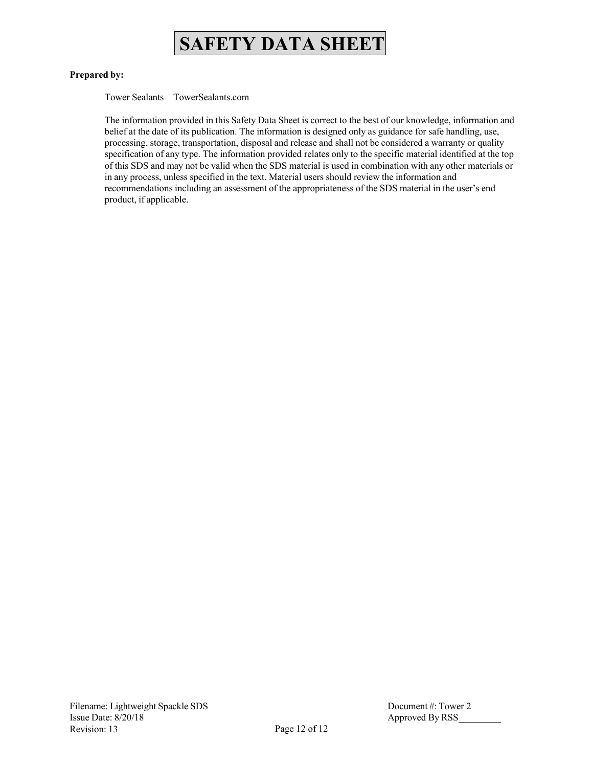**Prepared by:**

Tower Sealants TowerSealants.com

The information provided in this Safety Data Sheet is correct to the best of our knowledge, information and belief at the date of its publication. The information is designed only as guidance for safe handling, use, processing, storage, transportation, disposal and release and shall not be considered a warranty or quality specification of any type. The information provided relates only to the specific material identified at the top of this SDS and may not be valid when the SDS material is used in combination with any other materials or in any process, unless specified in the text. Material users should review the information and recommendations including an assessment of the appropriateness of the SDS material in the user's end product, if applicable.